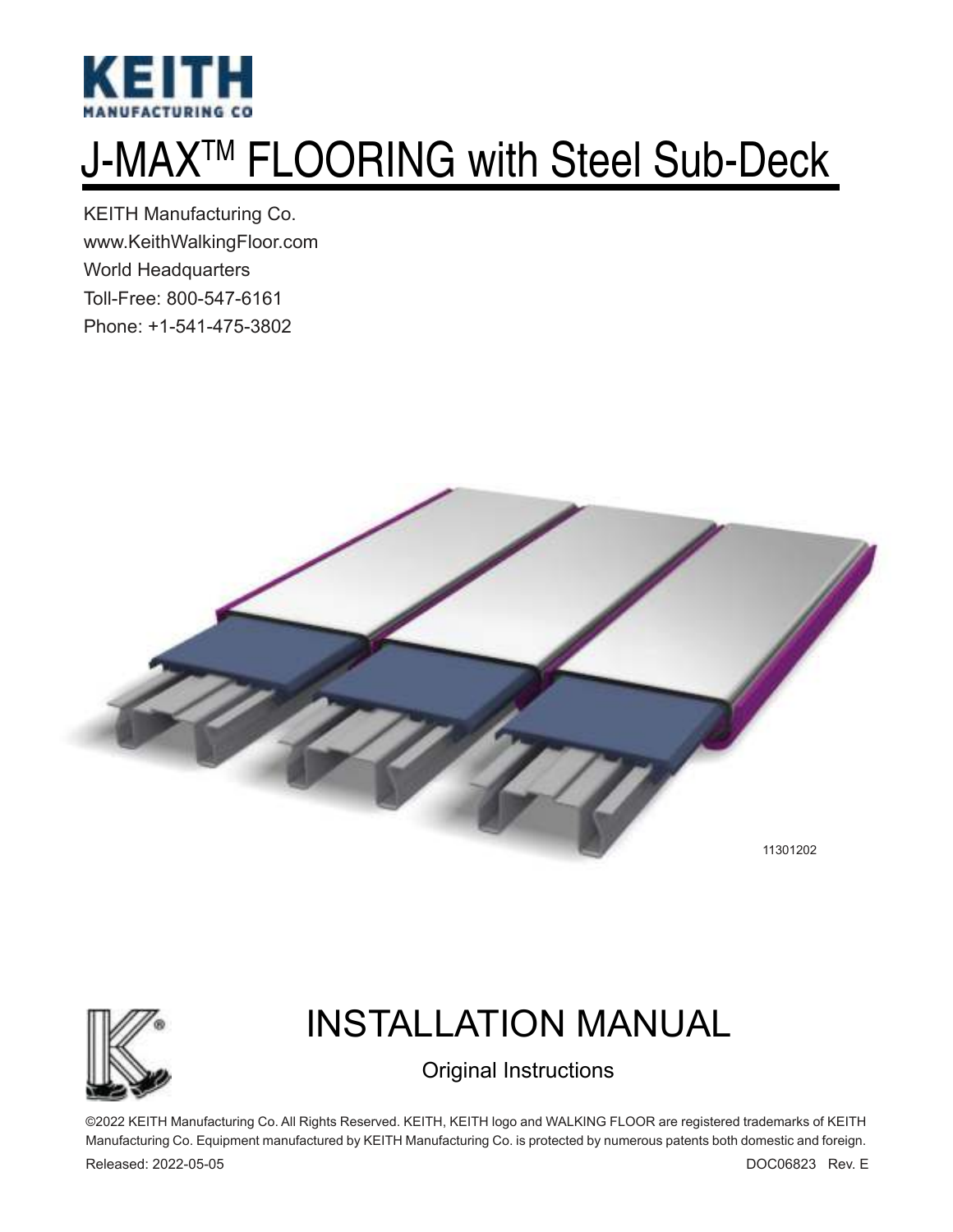KEITH
MANUFACTURING CO

# J-MAX$^{TM}$ FLOORING with Steel Sub-Deck

KEITH Manufacturing Co.
www.KeithWalkingFloor.com
World Headquarters
Toll-Free: 800-547-6161
Phone: +1-541-475-3802

11301202

# INSTALLATION MANUAL

Original Instructions

©2022 KEITH Manufacturing Co. All Rights Reserved. KEITH, KEITH logo and WALKING FLOOR are registered trademarks of KEITH Manufacturing Co. Equipment manufactured by KEITH Manufacturing Co. is protected by numerous patents both domestic and foreign.

Released: 2022-05-05

DOC06823 Rev. E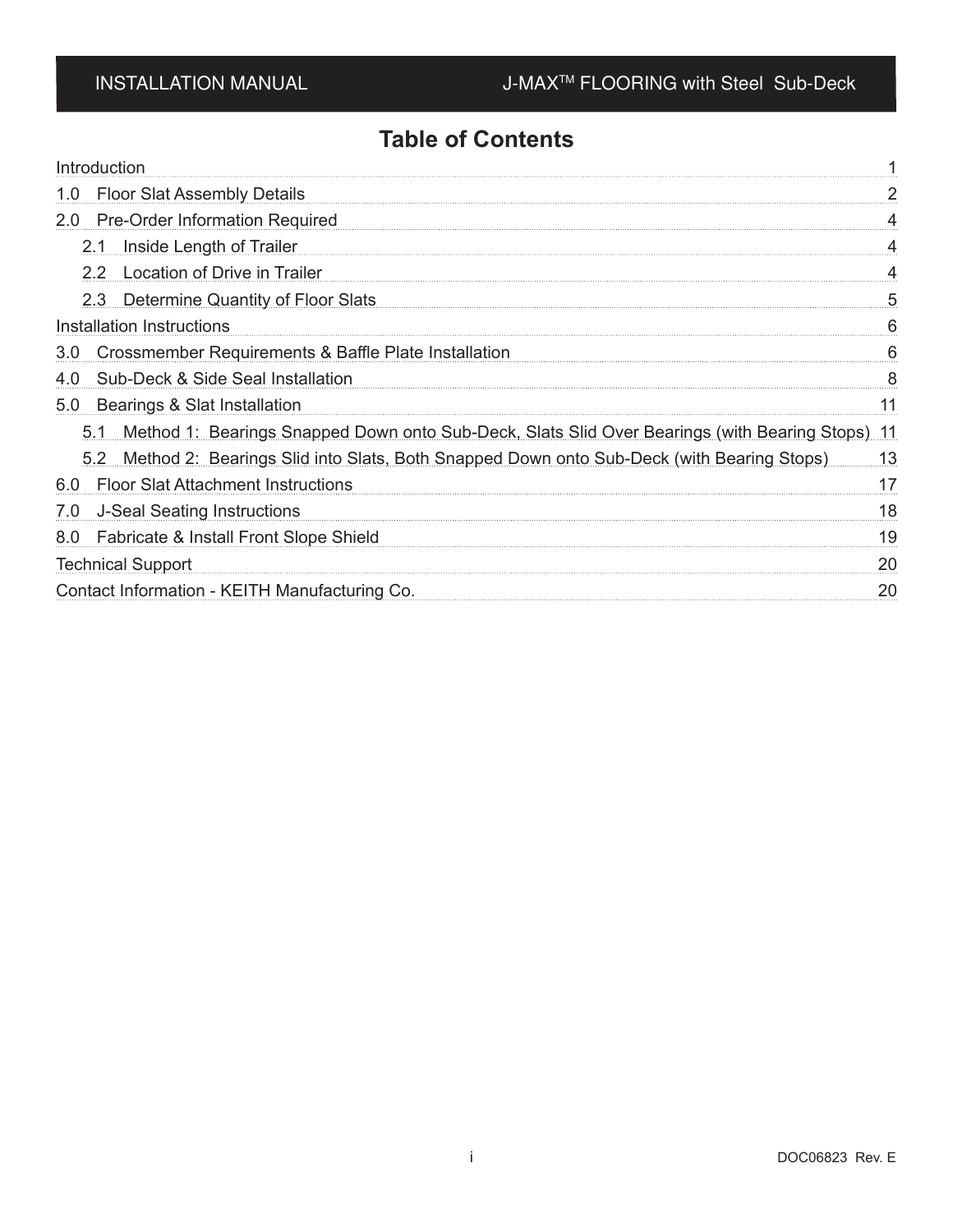# Table of Contents

| | |
|---|---|
| Introduction | 1 |
| 1.0 Floor Slat Assembly Details | 2 |
| 2.0 Pre-Order Information Required | 4 |
| 2.1 Inside Length of Trailer | 4 |
| 2.2 Location of Drive in Trailer | 4 |
| 2.3 Determine Quantity of Floor Slats | 5 |
| Installation Instructions | 6 |
| 3.0 Crossmember Requirements & Baffle Plate Installation | 6 |
| 4.0 Sub-Deck & Side Seal Installation | 8 |
| 5.0 Bearings & Slat Installation | 11 |
| 5.1 Method 1: Bearings Snapped Down onto Sub-Deck, Slats Slid Over Bearings (with Bearing Stops) | 11 |
| 5.2 Method 2: Bearings Slid into Slats, Both Snapped Down onto Sub-Deck (with Bearing Stops) | 13 |
| 6.0 Floor Slat Attachment Instructions | 17 |
| 7.0 J-Seal Seating Instructions | 18 |
| 8.0 Fabricate & Install Front Slope Shield | 19 |
| Technical Support | 20 |
| Contact Information - KEITH Manufacturing Co. | 20 |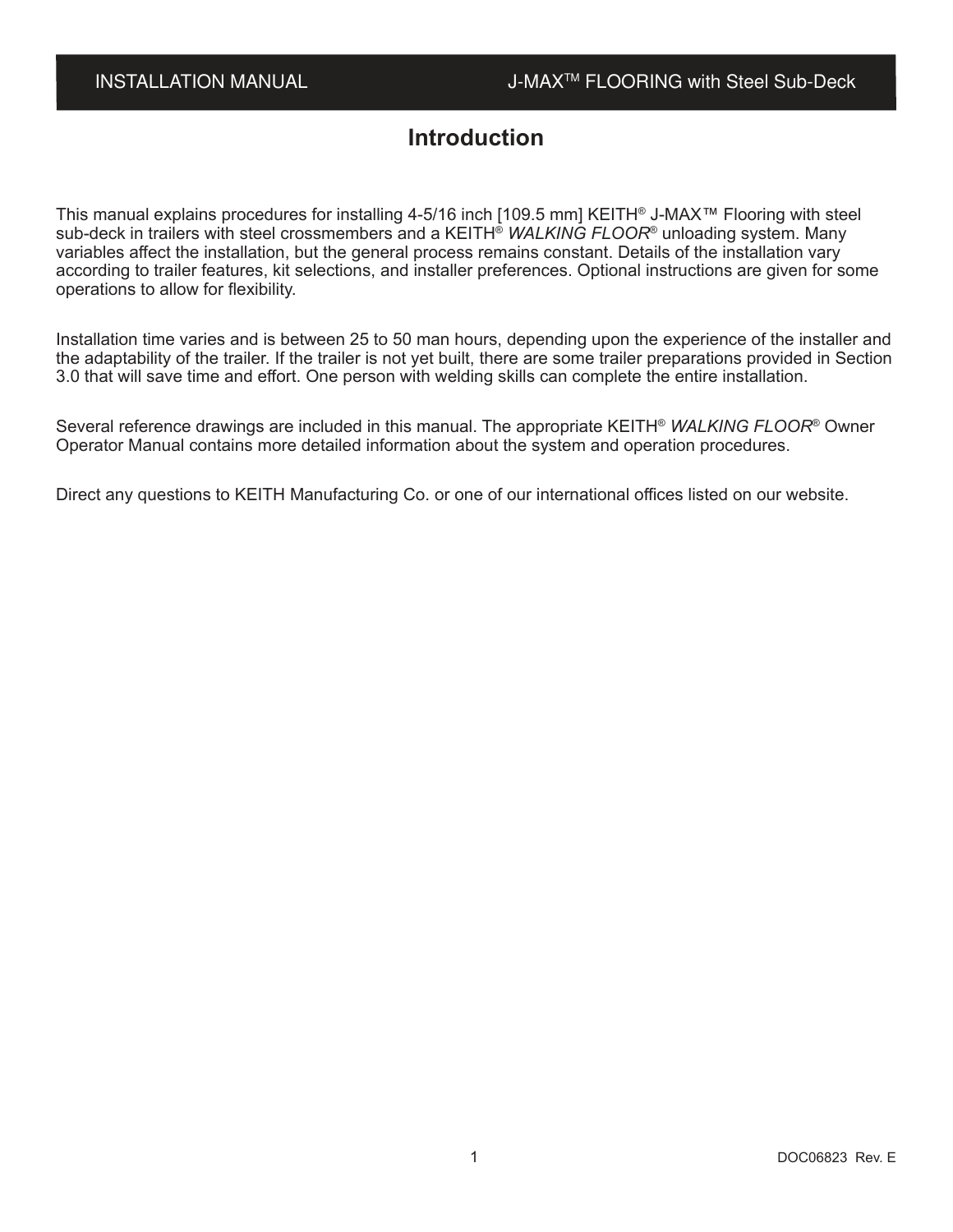# Introduction

This manual explains procedures for installing 4-5/16 inch [109.5 mm] KEITH® J-MAX™ Flooring with steel sub-deck in trailers with steel crossmembers and a KEITH® *WALKING FLOOR*® unloading system. Many variables affect the installation, but the general process remains constant. Details of the installation vary according to trailer features, kit selections, and installer preferences. Optional instructions are given for some operations to allow for flexibility.

Installation time varies and is between 25 to 50 man hours, depending upon the experience of the installer and the adaptability of the trailer. If the trailer is not yet built, there are some trailer preparations provided in Section 3.0 that will save time and effort. One person with welding skills can complete the entire installation.

Several reference drawings are included in this manual. The appropriate KEITH® *WALKING FLOOR*® Owner Operator Manual contains more detailed information about the system and operation procedures.

Direct any questions to KEITH Manufacturing Co. or one of our international offices listed on our website.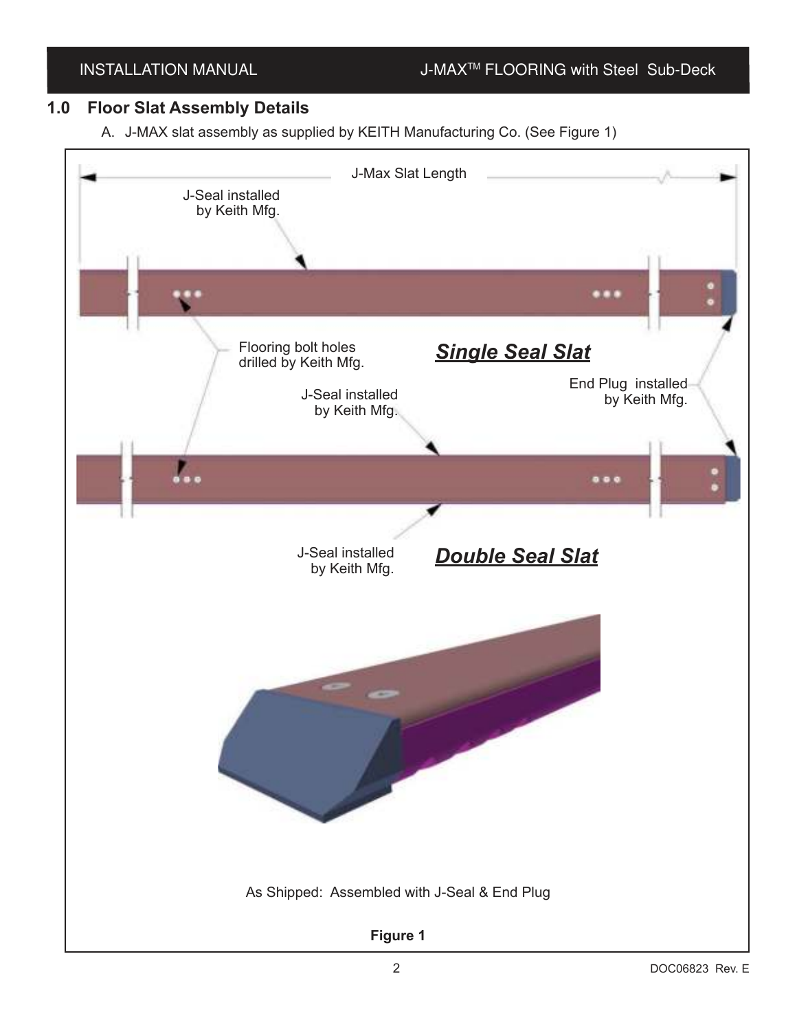## 1.0 Floor Slat Assembly Details

A. J-MAX slat assembly as supplied by KEITH Manufacturing Co. (See Figure 1)

J-Max Slat Length

J-Seal installed by Keith Mfg.

Flooring bolt holes drilled by Keith Mfg.

***Single Seal Slat***

End Plug installed by Keith Mfg.

J-Seal installed by Keith Mfg.

J-Seal installed by Keith Mfg.

***Double Seal Slat***

As Shipped: Assembled with J-Seal & End Plug

**Figure 1**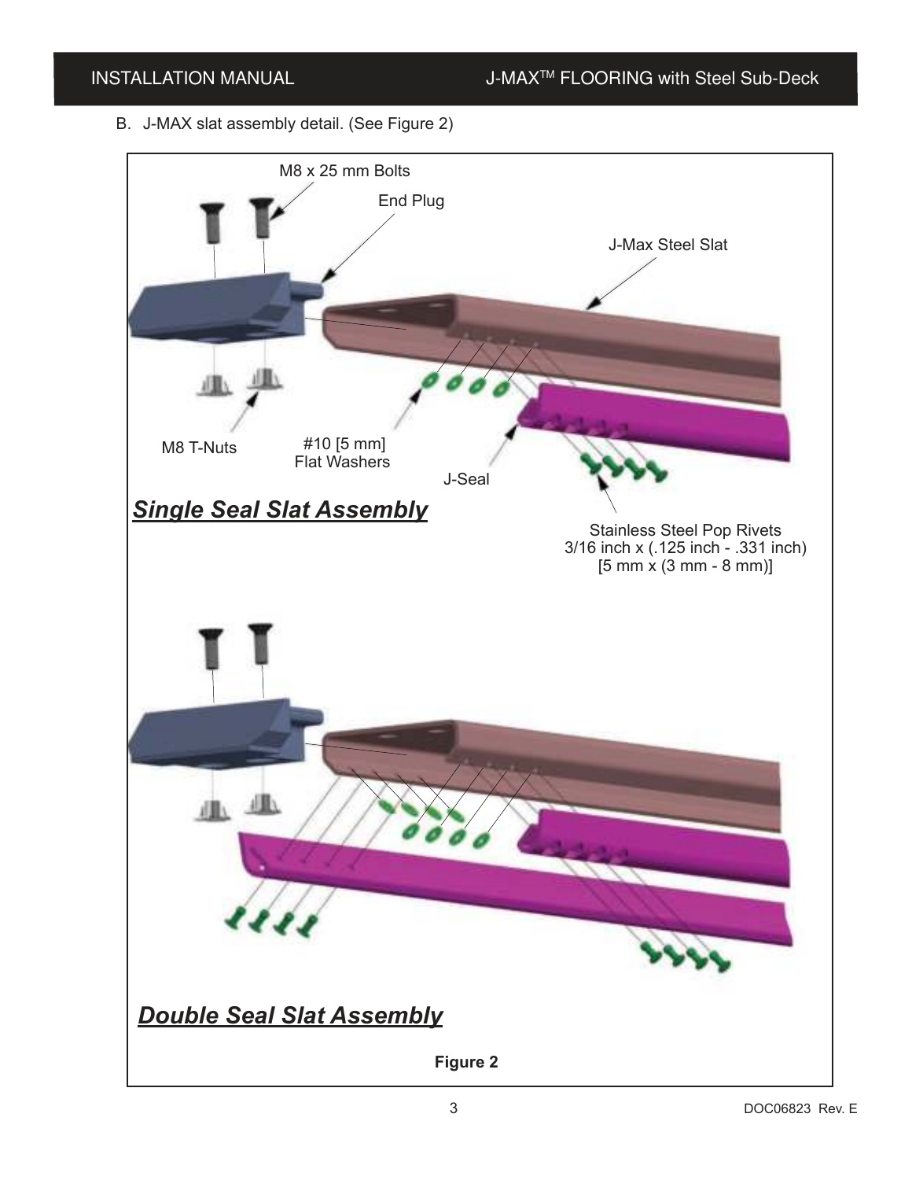B. J-MAX slat assembly detail. (See Figure 2)

M8 x 25 mm Bolts

End Plug

J-Max Steel Slat

M8 T-Nuts

#10 [5 mm] Flat Washers

J-Seal

***Single Seal Slat Assembly***

Stainless Steel Pop Rivets 3/16 inch x (.125 inch - .331 inch) [5 mm x (3 mm - 8 mm)]

***Double Seal Slat Assembly***

**Figure 2**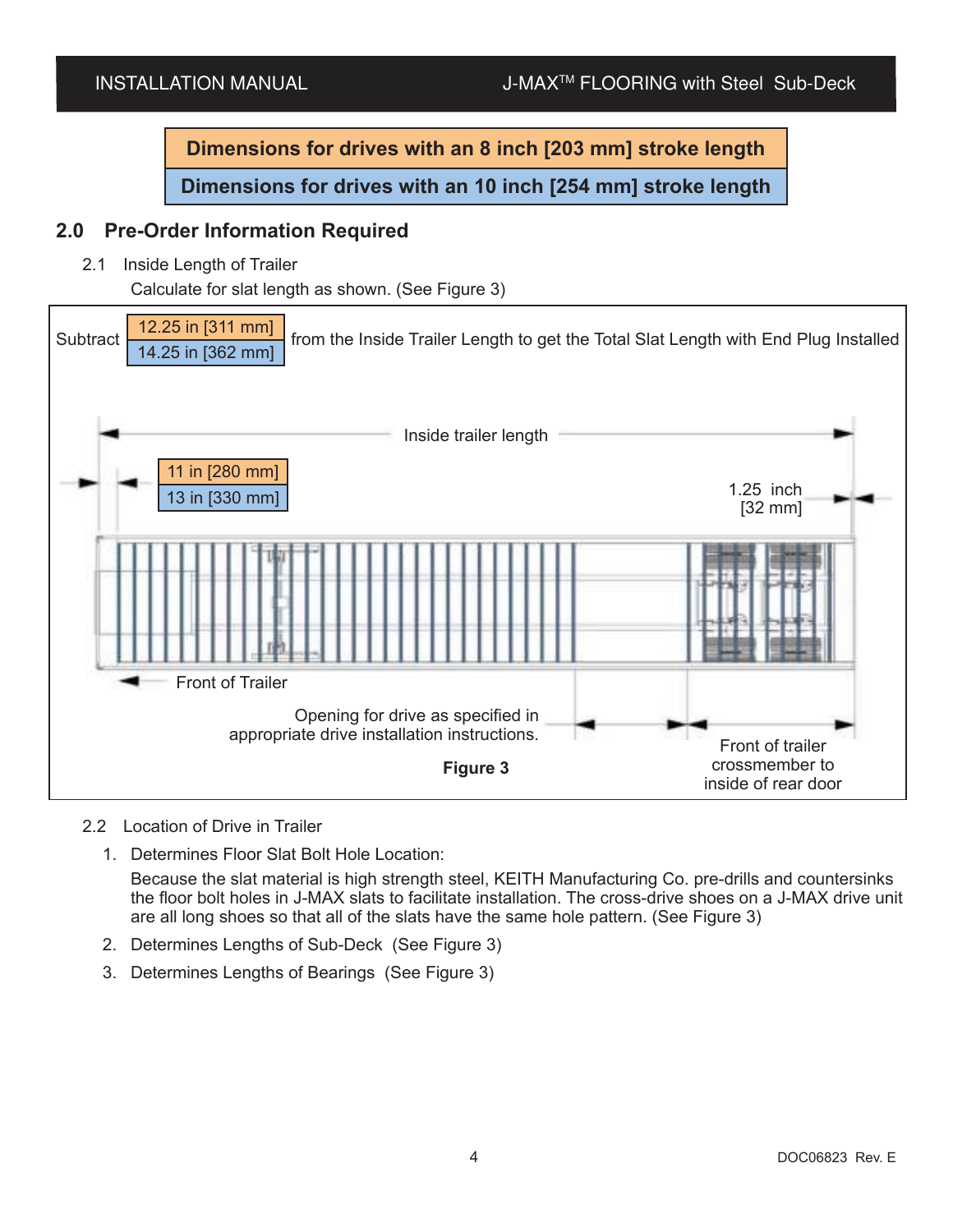**Dimensions for drives with an 8 inch [203 mm] stroke length**

**Dimensions for drives with an 10 inch [254 mm] stroke length**

## 2.0 Pre-Order Information Required

2.1 Inside Length of Trailer

Calculate for slat length as shown. (See Figure 3)

Subtract 12.25 in [311 mm] / 14.25 in [362 mm] from the Inside Trailer Length to get the Total Slat Length with End Plug Installed

Inside trailer length

11 in [280 mm] / 13 in [330 mm]

1.25 inch [32 mm]

Front of Trailer

Opening for drive as specified in appropriate drive installation instructions.

Front of trailer crossmember to inside of rear door

**Figure 3**

2.2 Location of Drive in Trailer

1. Determines Floor Slat Bolt Hole Location:

   Because the slat material is high strength steel, KEITH Manufacturing Co. pre-drills and countersinks the floor bolt holes in J-MAX slats to facilitate installation. The cross-drive shoes on a J-MAX drive unit are all long shoes so that all of the slats have the same hole pattern. (See Figure 3)

2. Determines Lengths of Sub-Deck (See Figure 3)

3. Determines Lengths of Bearings (See Figure 3)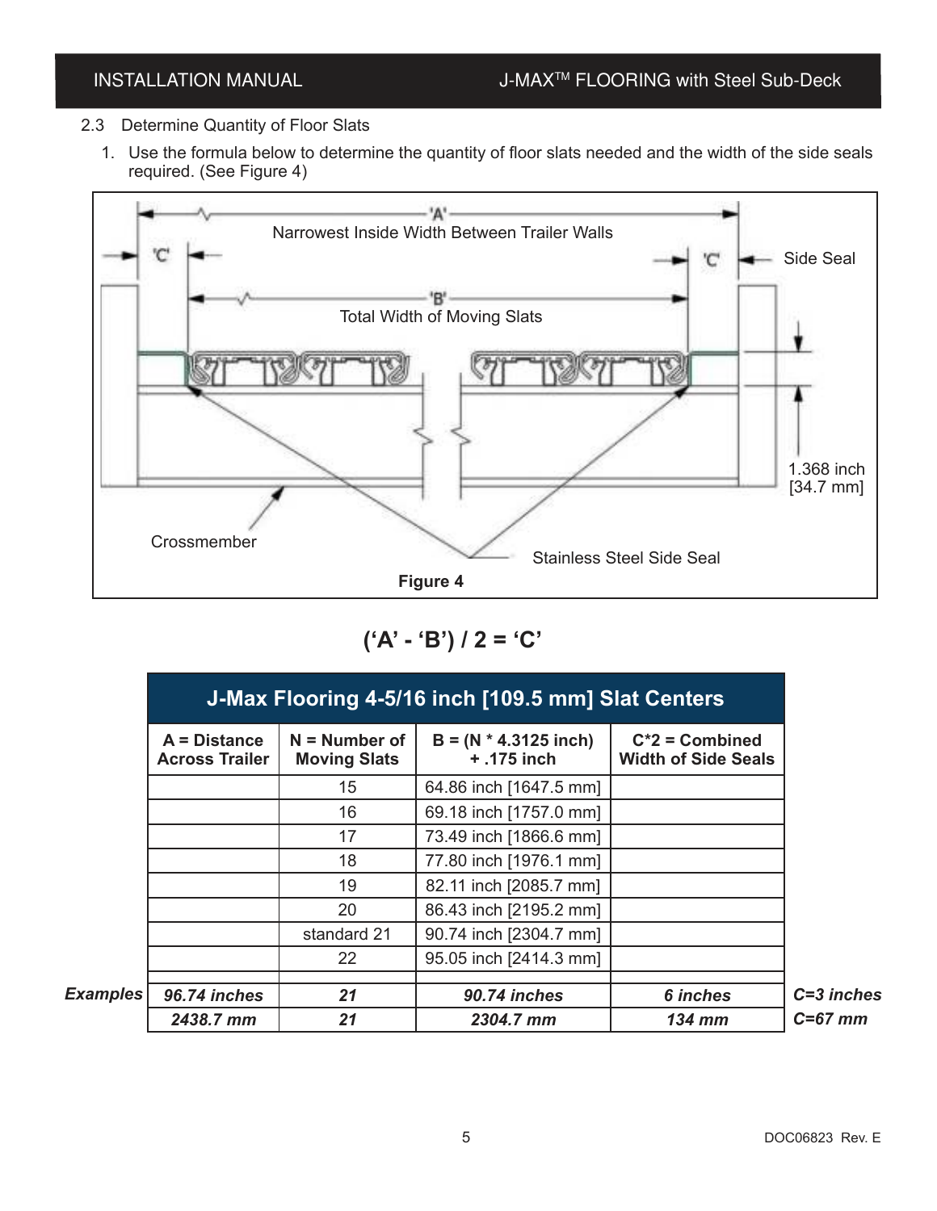## 2.3 Determine Quantity of Floor Slats

1. Use the formula below to determine the quantity of floor slats needed and the width of the side seals required. (See Figure 4)

'A' Narrowest Inside Width Between Trailer Walls

'C'

'C'

Side Seal

'B' Total Width of Moving Slats

1.368 inch [34.7 mm]

Crossmember

Stainless Steel Side Seal

**Figure 4**

$$('A' - 'B') / 2 = 'C'$$

| J-Max Flooring 4-5/16 inch [109.5 mm] Slat Centers | | | | |
|---|---|---|---|---|
| | **A = Distance Across Trailer** | **N = Number of Moving Slats** | **B = (N * 4.3125 inch) + .175 inch** | **C*2 = Combined Width of Side Seals** | |
| | | 15 | 64.86 inch [1647.5 mm] | | |
| | | 16 | 69.18 inch [1757.0 mm] | | |
| | | 17 | 73.49 inch [1866.6 mm] | | |
| | | 18 | 77.80 inch [1976.1 mm] | | |
| | | 19 | 82.11 inch [2085.7 mm] | | |
| | | 20 | 86.43 inch [2195.2 mm] | | |
| | | standard 21 | 90.74 inch [2304.7 mm] | | |
| | | 22 | 95.05 inch [2414.3 mm] | | |
| | | | | | |
| ***Examples*** | ***96.74 inches*** | ***21*** | ***90.74 inches*** | ***6 inches*** | ***C=3 inches*** |
| | ***2438.7 mm*** | ***21*** | ***2304.7 mm*** | ***134 mm*** | ***C=67 mm*** |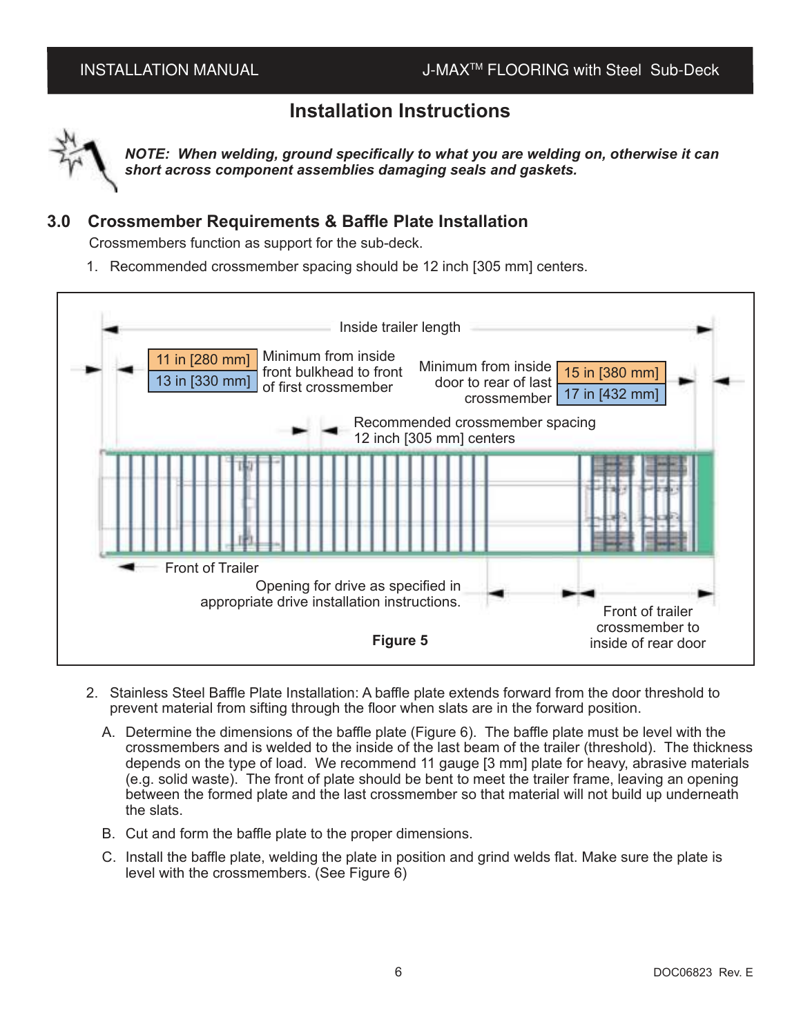## Installation Instructions

***NOTE: When welding, ground specifically to what you are welding on, otherwise it can short across component assemblies damaging seals and gaskets.***

## 3.0 Crossmember Requirements & Baffle Plate Installation

Crossmembers function as support for the sub-deck.

1. Recommended crossmember spacing should be 12 inch [305 mm] centers.

Inside trailer length

11 in [280 mm] / 13 in [330 mm] Minimum from inside front bulkhead to front of first crossmember

Minimum from inside door to rear of last crossmember 15 in [380 mm] / 17 in [432 mm]

Recommended crossmember spacing 12 inch [305 mm] centers

Front of Trailer

Opening for drive as specified in appropriate drive installation instructions.

Front of trailer crossmember to inside of rear door

**Figure 5**

2. Stainless Steel Baffle Plate Installation: A baffle plate extends forward from the door threshold to prevent material from sifting through the floor when slats are in the forward position.

   A. Determine the dimensions of the baffle plate (Figure 6). The baffle plate must be level with the crossmembers and is welded to the inside of the last beam of the trailer (threshold). The thickness depends on the type of load. We recommend 11 gauge [3 mm] plate for heavy, abrasive materials (e.g. solid waste). The front of plate should be bent to meet the trailer frame, leaving an opening between the formed plate and the last crossmember so that material will not build up underneath the slats.

   B. Cut and form the baffle plate to the proper dimensions.

   C. Install the baffle plate, welding the plate in position and grind welds flat. Make sure the plate is level with the crossmembers. (See Figure 6)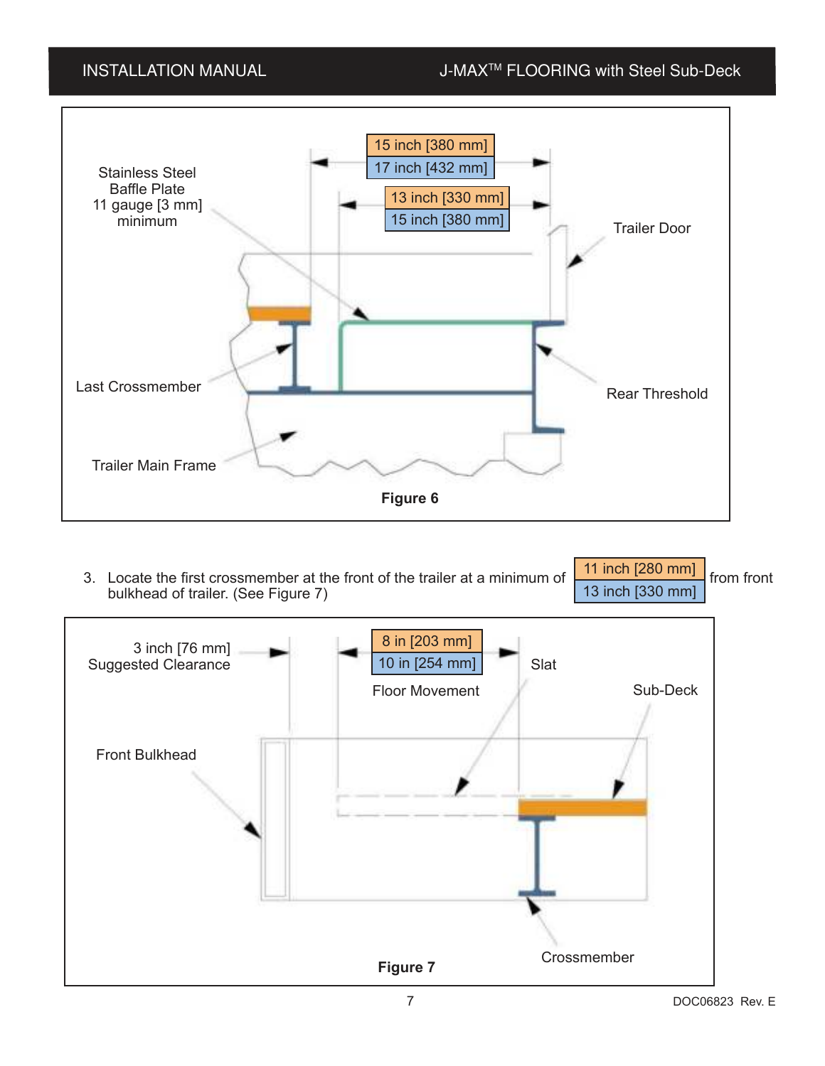Figure 6

3. Locate the first crossmember at the front of the trailer at a minimum of 11 inch [280 mm] / 13 inch [330 mm] from front bulkhead of trailer. (See Figure 7)

Figure 7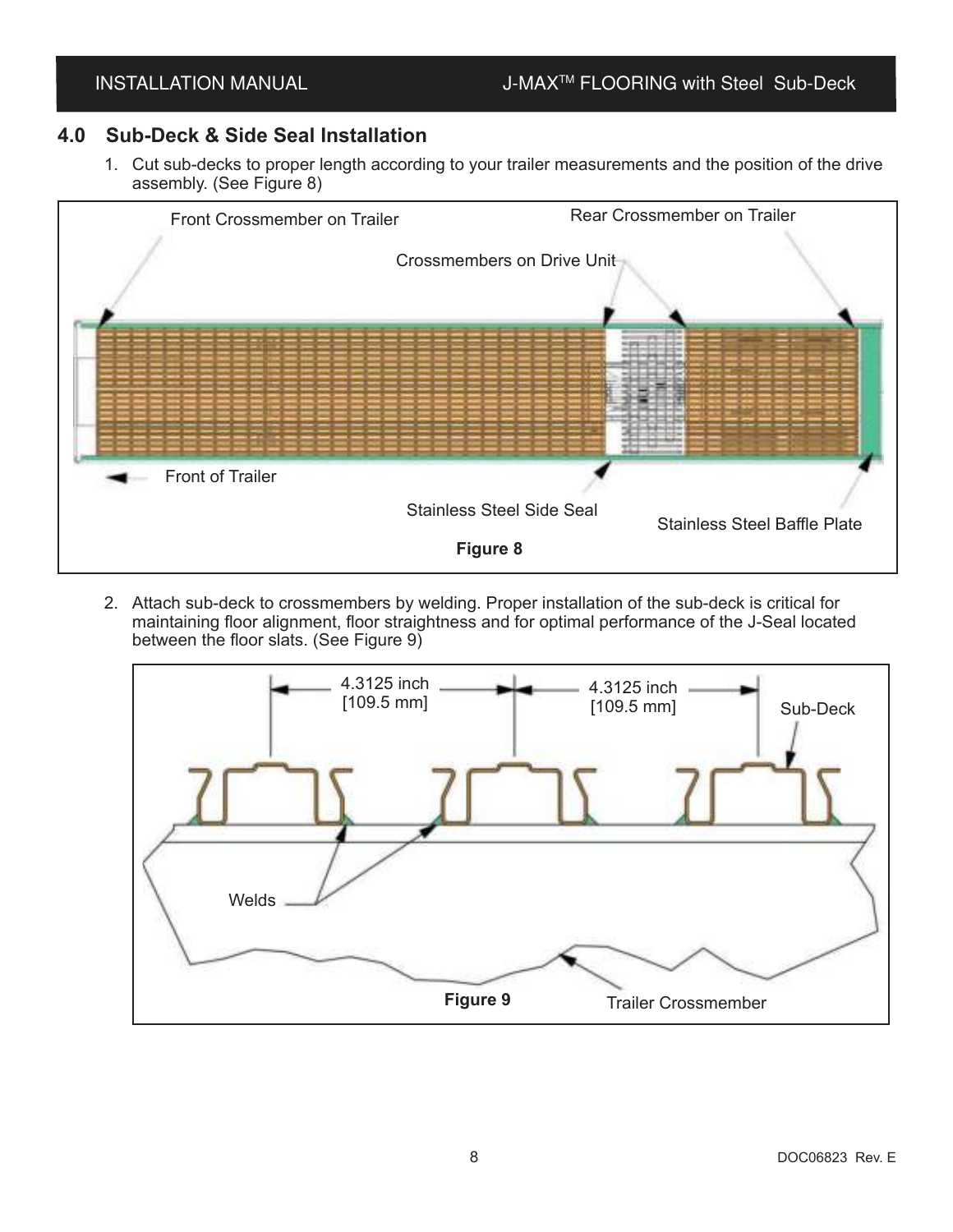## 4.0 Sub-Deck & Side Seal Installation

1. Cut sub-decks to proper length according to your trailer measurements and the position of the drive assembly. (See Figure 8)

Front Crossmember on Trailer

Rear Crossmember on Trailer

Crossmembers on Drive Unit

Front of Trailer

Stainless Steel Side Seal

Stainless Steel Baffle Plate

**Figure 8**

2. Attach sub-deck to crossmembers by welding. Proper installation of the sub-deck is critical for maintaining floor alignment, floor straightness and for optimal performance of the J-Seal located between the floor slats. (See Figure 9)

4.3125 inch [109.5 mm]

4.3125 inch [109.5 mm]

Sub-Deck

Welds

Trailer Crossmember

**Figure 9**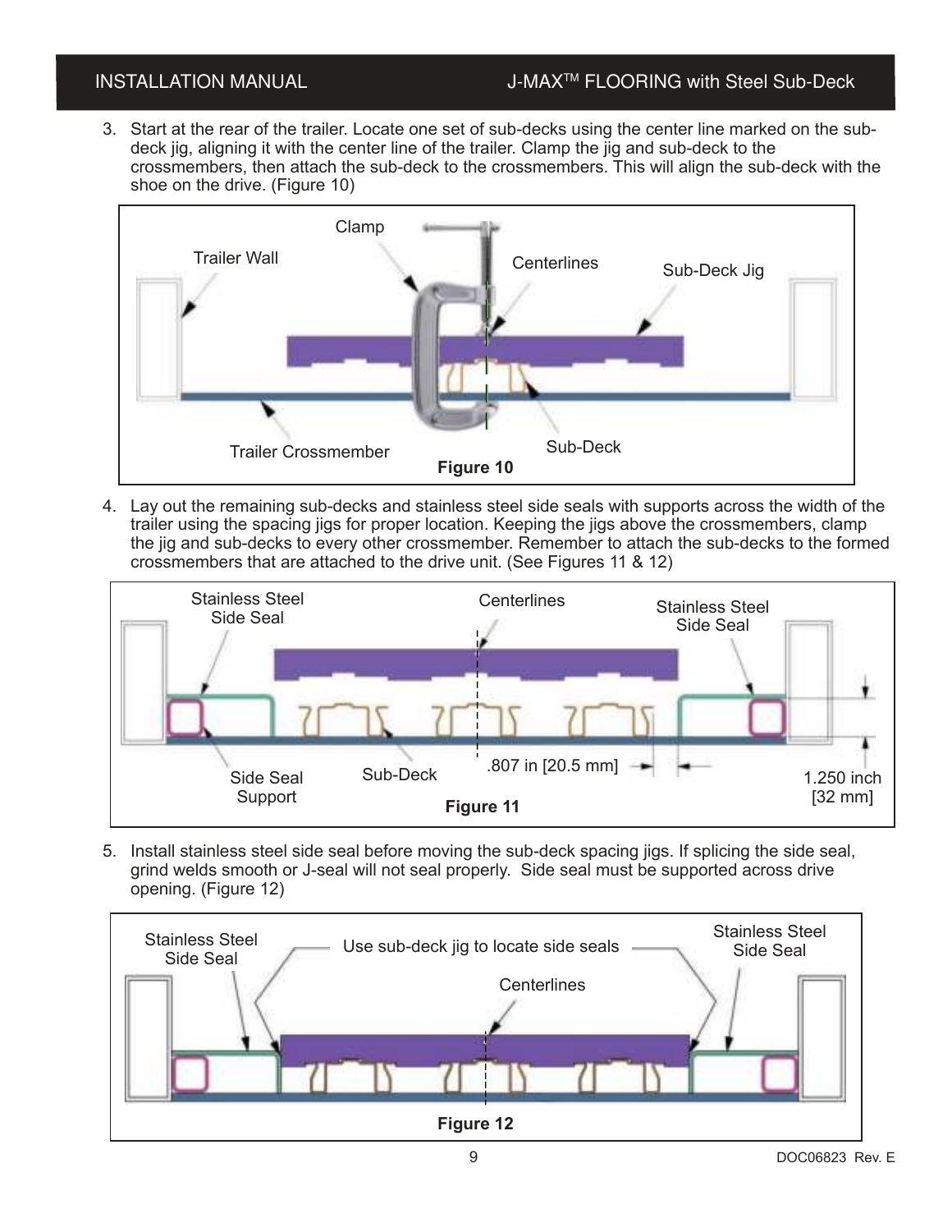3. Start at the rear of the trailer. Locate one set of sub-decks using the center line marked on the sub-deck jig, aligning it with the center line of the trailer. Clamp the jig and sub-deck to the crossmembers, then attach the sub-deck to the crossmembers. This will align the sub-deck with the shoe on the drive. (Figure 10)

Clamp

Trailer Wall

Centerlines

Sub-Deck Jig

Trailer Crossmember

Sub-Deck

**Figure 10**

4. Lay out the remaining sub-decks and stainless steel side seals with supports across the width of the trailer using the spacing jigs for proper location. Keeping the jigs above the crossmembers, clamp the jig and sub-decks to every other crossmember. Remember to attach the sub-decks to the formed crossmembers that are attached to the drive unit. (See Figures 11 & 12)

Stainless Steel Side Seal

Centerlines

Stainless Steel Side Seal

Side Seal Support

Sub-Deck

.807 in [20.5 mm]

1.250 inch [32 mm]

**Figure 11**

5. Install stainless steel side seal before moving the sub-deck spacing jigs. If splicing the side seal, grind welds smooth or J-seal will not seal properly. Side seal must be supported across drive opening. (Figure 12)

Stainless Steel Side Seal

Use sub-deck jig to locate side seals

Stainless Steel Side Seal

Centerlines

**Figure 12**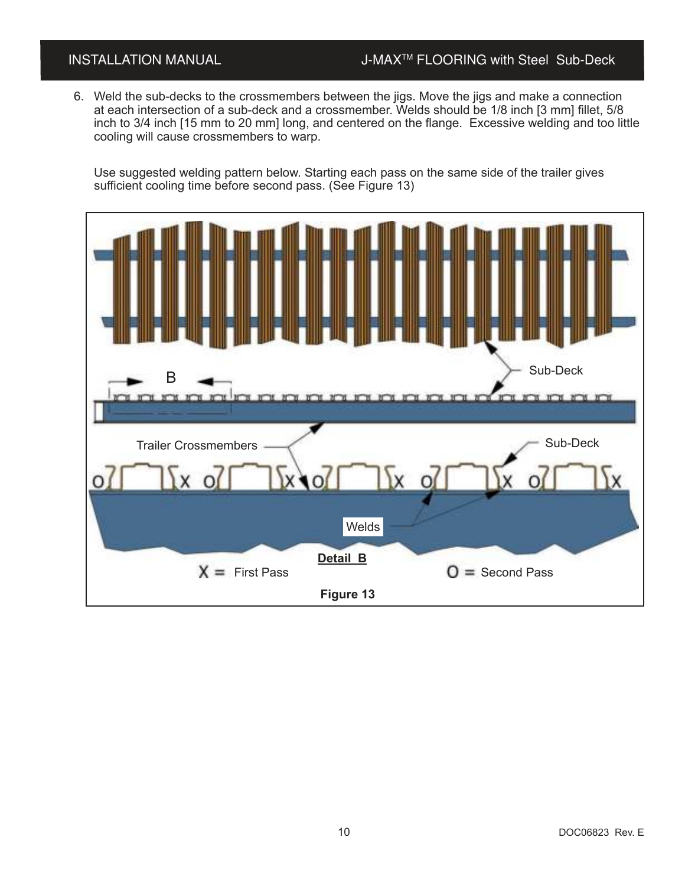6. Weld the sub-decks to the crossmembers between the jigs. Move the jigs and make a connection at each intersection of a sub-deck and a crossmember. Welds should be 1/8 inch [3 mm] fillet, 5/8 inch to 3/4 inch [15 mm to 20 mm] long, and centered on the flange. Excessive welding and too little cooling will cause crossmembers to warp.

   Use suggested welding pattern below. Starting each pass on the same side of the trailer gives sufficient cooling time before second pass. (See Figure 13)

Sub-Deck

B

Trailer Crossmembers

Sub-Deck

Welds

**Detail B**

X = First Pass

O = Second Pass

**Figure 13**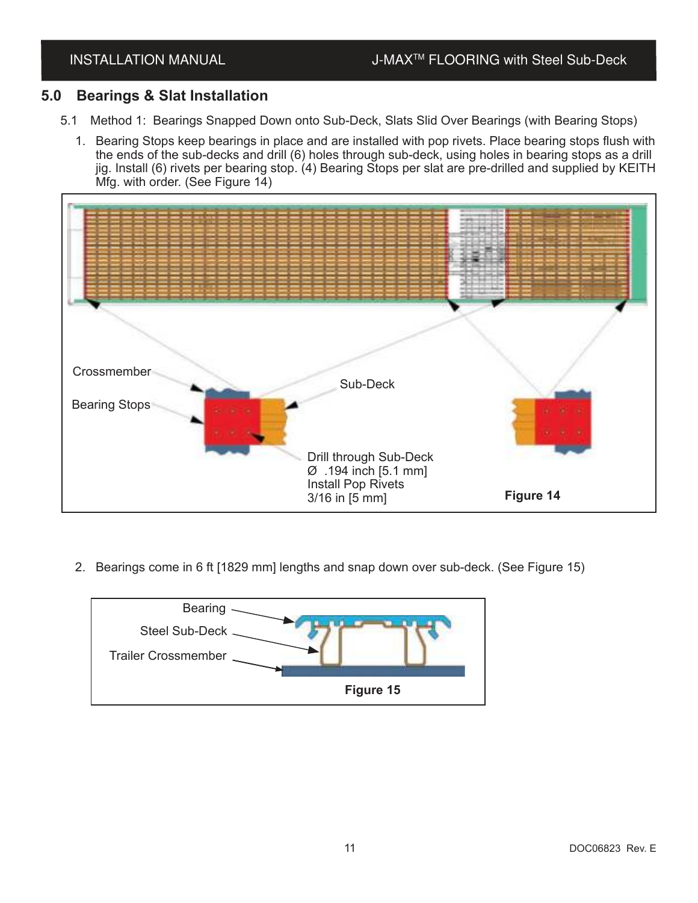## 5.0 Bearings & Slat Installation

5.1 Method 1: Bearings Snapped Down onto Sub-Deck, Slats Slid Over Bearings (with Bearing Stops)

1. Bearing Stops keep bearings in place and are installed with pop rivets. Place bearing stops flush with the ends of the sub-decks and drill (6) holes through sub-deck, using holes in bearing stops as a drill jig. Install (6) rivets per bearing stop. (4) Bearing Stops per slat are pre-drilled and supplied by KEITH Mfg. with order. (See Figure 14)

Crossmember

Bearing Stops

Sub-Deck

Drill through Sub-Deck
Ø .194 inch [5.1 mm]
Install Pop Rivets
3/16 in [5 mm]

**Figure 14**

2. Bearings come in 6 ft [1829 mm] lengths and snap down over sub-deck. (See Figure 15)

Bearing

Steel Sub-Deck

Trailer Crossmember

**Figure 15**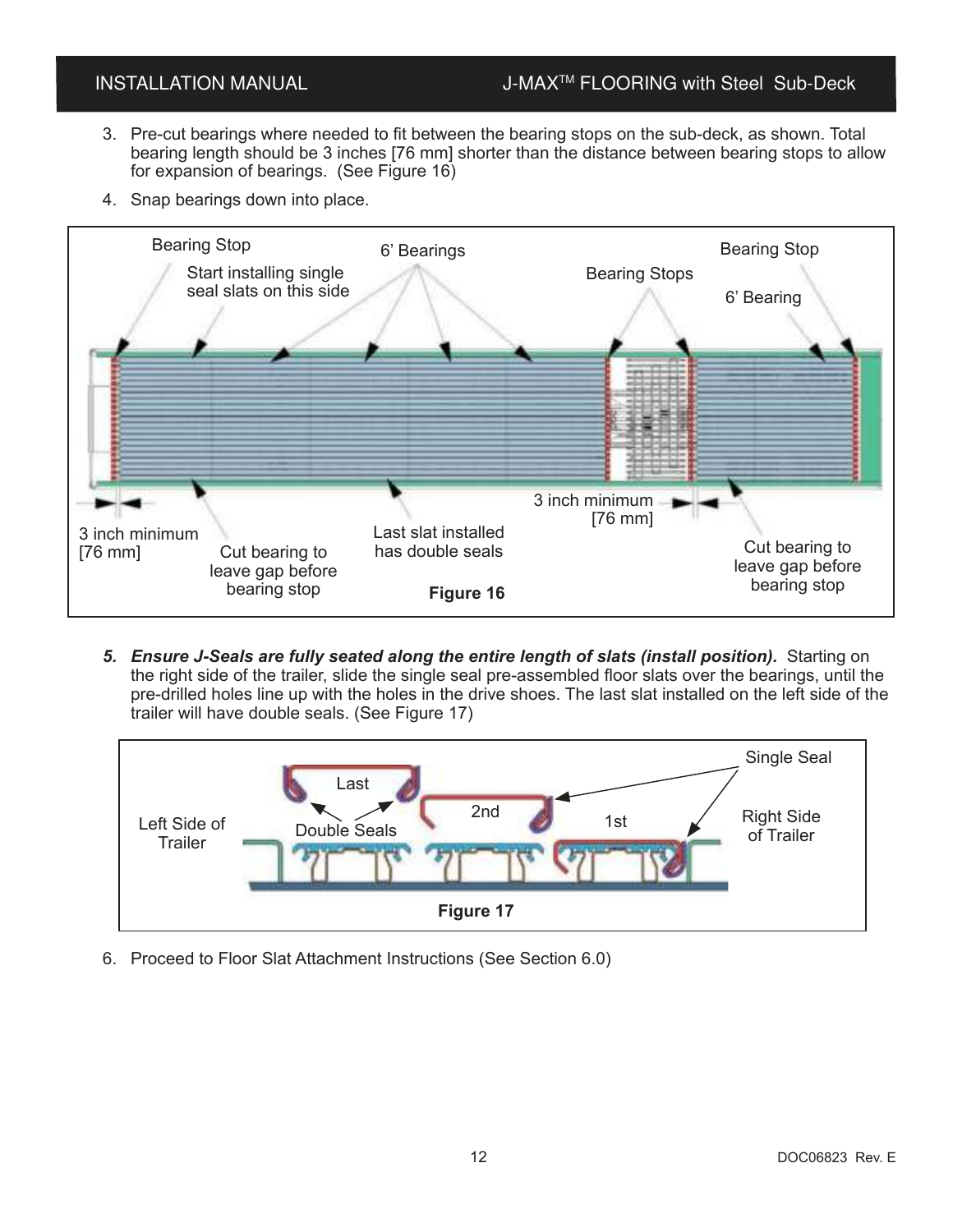3. Pre-cut bearings where needed to fit between the bearing stops on the sub-deck, as shown. Total bearing length should be 3 inches [76 mm] shorter than the distance between bearing stops to allow for expansion of bearings. (See Figure 16)

4. Snap bearings down into place.

Bearing Stop | Start installing single seal slats on this side | 6' Bearings | Bearing Stops | Bearing Stop | 6' Bearing | 3 inch minimum [76 mm] | Cut bearing to leave gap before bearing stop | Last slat installed has double seals | 3 inch minimum [76 mm] | Cut bearing to leave gap before bearing stop

**Figure 16**

5. ***Ensure J-Seals are fully seated along the entire length of slats (install position).*** Starting on the right side of the trailer, slide the single seal pre-assembled floor slats over the bearings, until the pre-drilled holes line up with the holes in the drive shoes. The last slat installed on the left side of the trailer will have double seals. (See Figure 17)

Single Seal | Last | 2nd | 1st | Left Side of Trailer | Double Seals | Right Side of Trailer

**Figure 17**

6. Proceed to Floor Slat Attachment Instructions (See Section 6.0)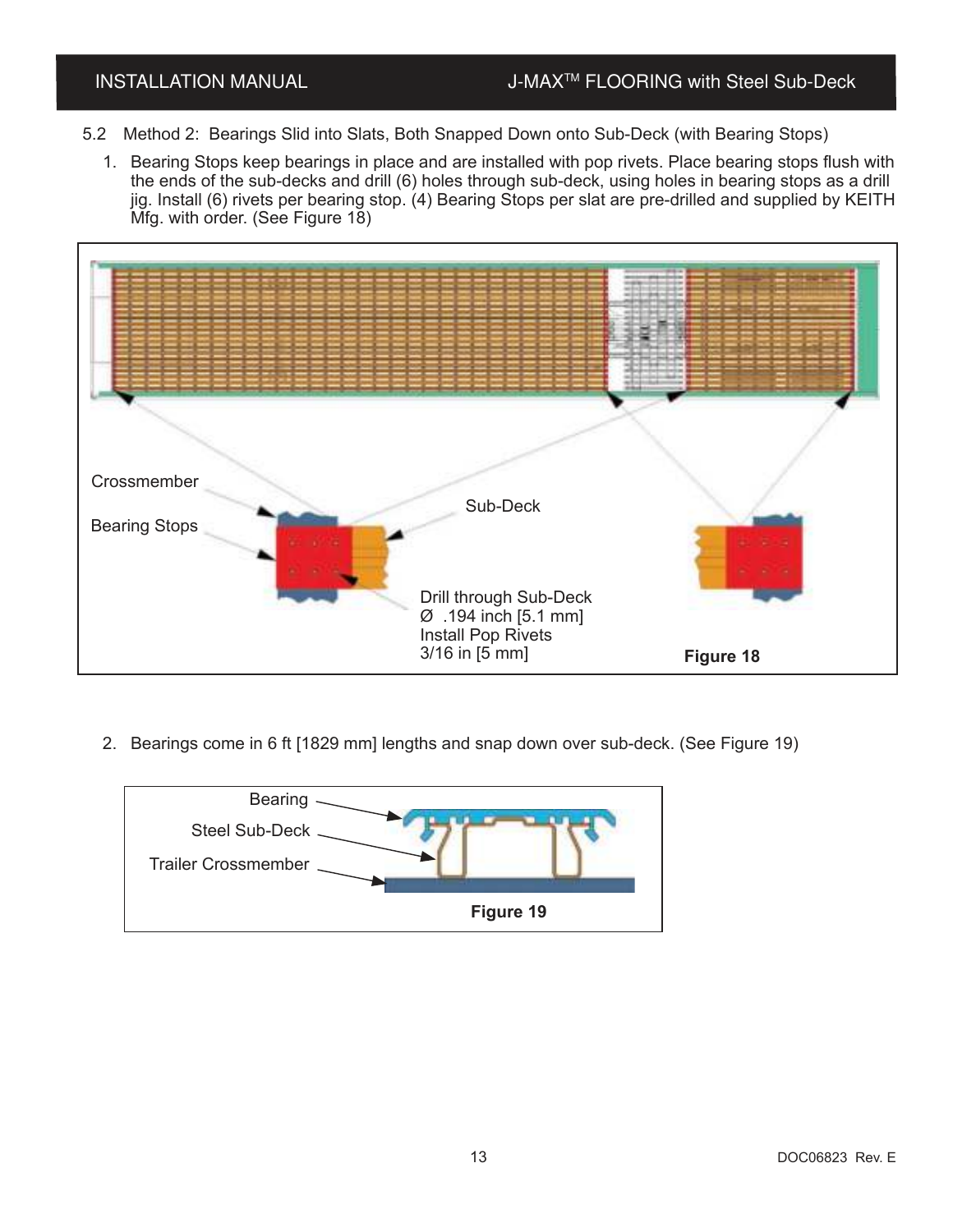5.2 Method 2: Bearings Slid into Slats, Both Snapped Down onto Sub-Deck (with Bearing Stops)

1. Bearing Stops keep bearings in place and are installed with pop rivets. Place bearing stops flush with the ends of the sub-decks and drill (6) holes through sub-deck, using holes in bearing stops as a drill jig. Install (6) rivets per bearing stop. (4) Bearing Stops per slat are pre-drilled and supplied by KEITH Mfg. with order. (See Figure 18)

Crossmember

Bearing Stops

Sub-Deck

Drill through Sub-Deck
Ø .194 inch [5.1 mm]
Install Pop Rivets
3/16 in [5 mm]

**Figure 18**

2. Bearings come in 6 ft [1829 mm] lengths and snap down over sub-deck. (See Figure 19)

Bearing

Steel Sub-Deck

Trailer Crossmember

**Figure 19**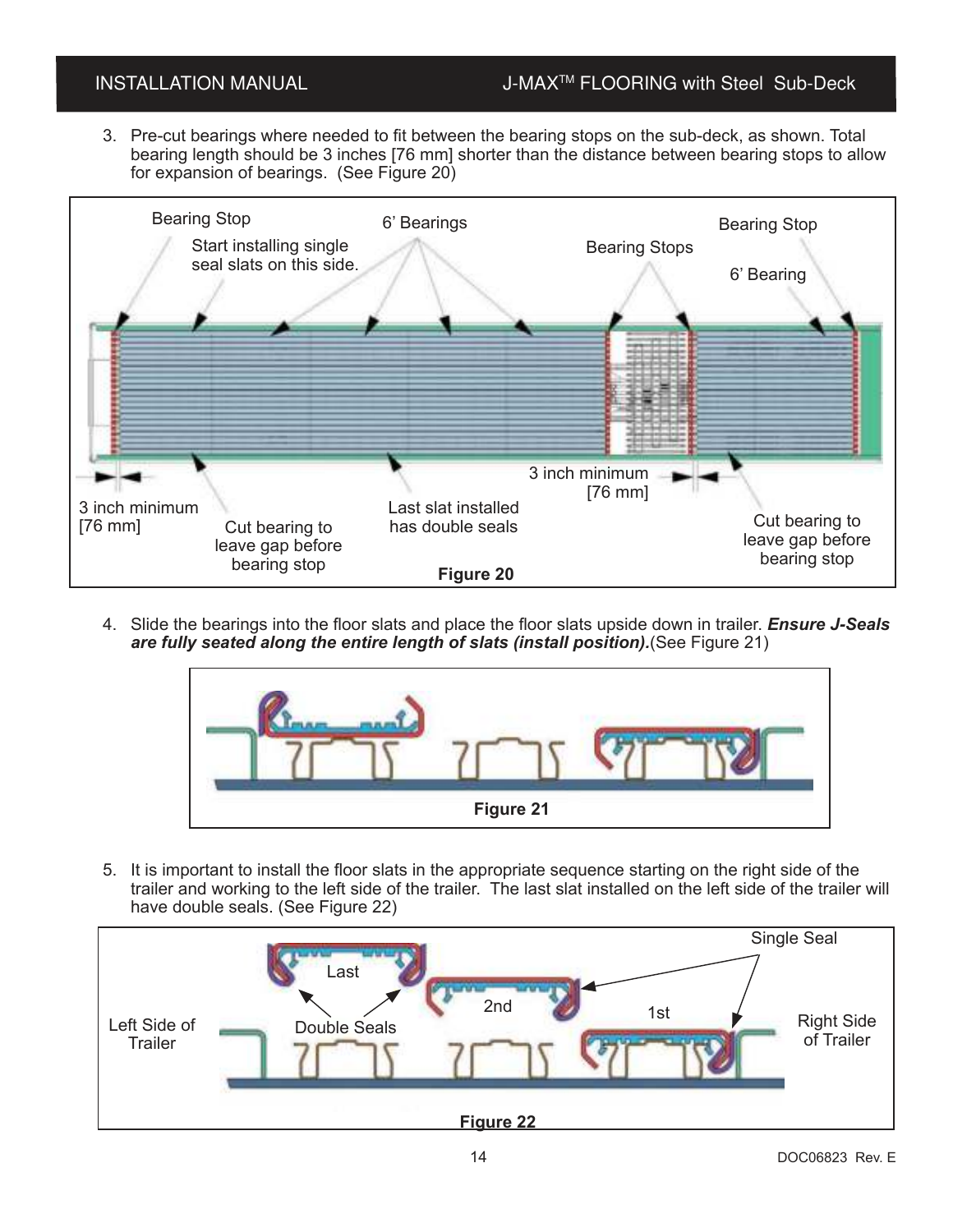3. Pre-cut bearings where needed to fit between the bearing stops on the sub-deck, as shown. Total bearing length should be 3 inches [76 mm] shorter than the distance between bearing stops to allow for expansion of bearings. (See Figure 20)

Bearing Stop

Start installing single seal slats on this side.

6' Bearings

Bearing Stops

Bearing Stop

6' Bearing

3 inch minimum [76 mm]

Cut bearing to leave gap before bearing stop

Last slat installed has double seals

3 inch minimum [76 mm]

Cut bearing to leave gap before bearing stop

**Figure 20**

4. Slide the bearings into the floor slats and place the floor slats upside down in trailer. ***Ensure J-Seals are fully seated along the entire length of slats (install position).*** (See Figure 21)

**Figure 21**

5. It is important to install the floor slats in the appropriate sequence starting on the right side of the trailer and working to the left side of the trailer. The last slat installed on the left side of the trailer will have double seals. (See Figure 22)

Single Seal

Last

2nd

1st

Left Side of Trailer

Double Seals

Right Side of Trailer

**Figure 22**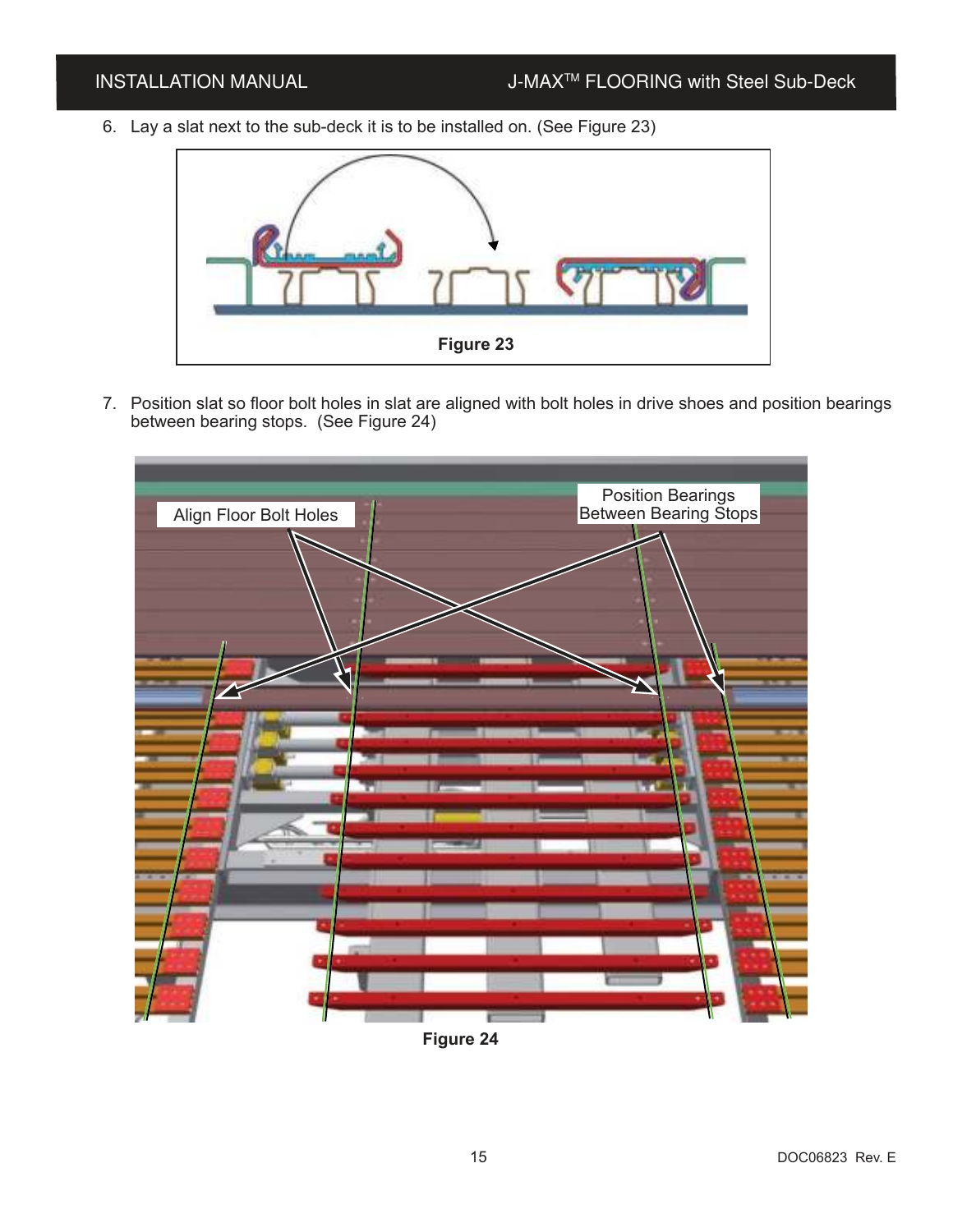6. Lay a slat next to the sub-deck it is to be installed on. (See Figure 23)

Figure 23

7. Position slat so floor bolt holes in slat are aligned with bolt holes in drive shoes and position bearings between bearing stops. (See Figure 24)

Align Floor Bolt Holes

Position Bearings Between Bearing Stops

Figure 24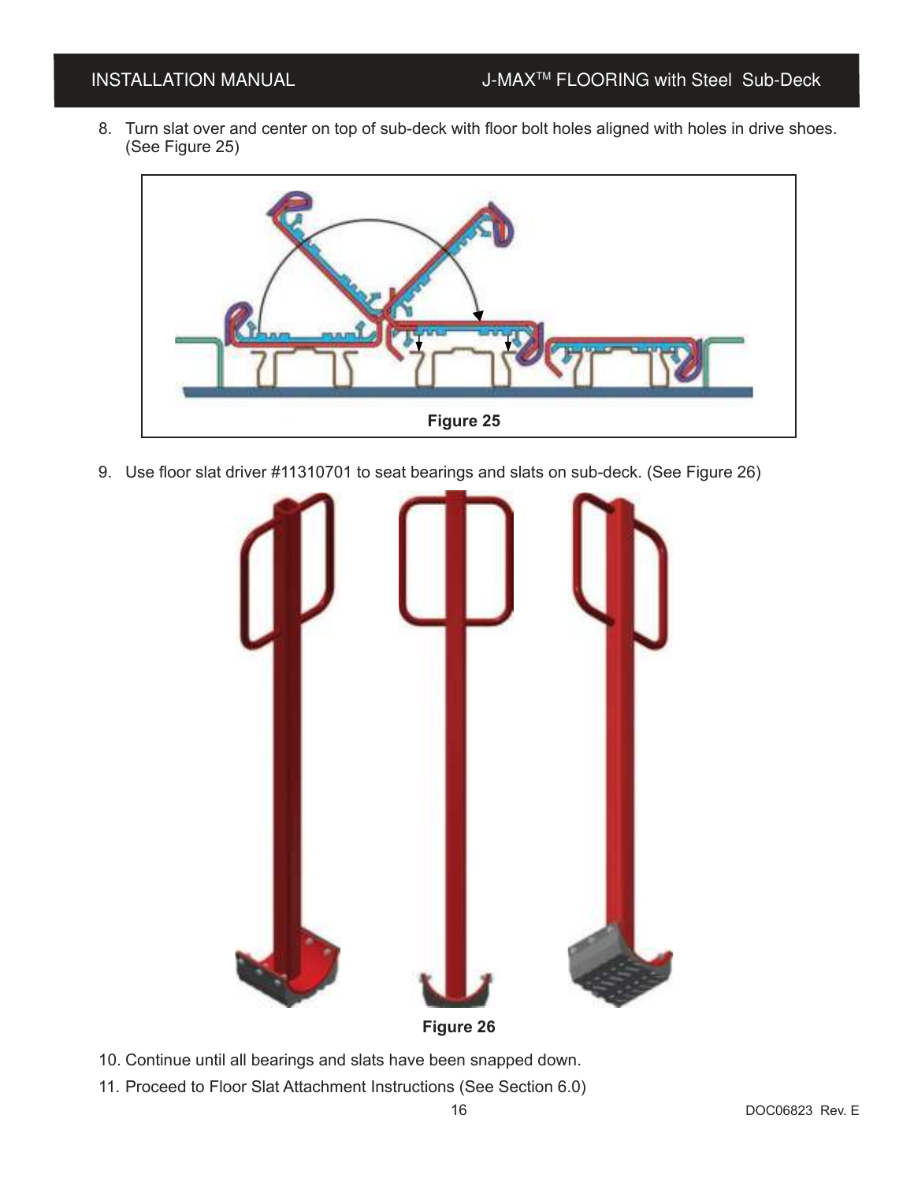8. Turn slat over and center on top of sub-deck with floor bolt holes aligned with holes in drive shoes. (See Figure 25)

Figure 25

9. Use floor slat driver #11310701 to seat bearings and slats on sub-deck. (See Figure 26)

Figure 26

10. Continue until all bearings and slats have been snapped down.
11. Proceed to Floor Slat Attachment Instructions (See Section 6.0)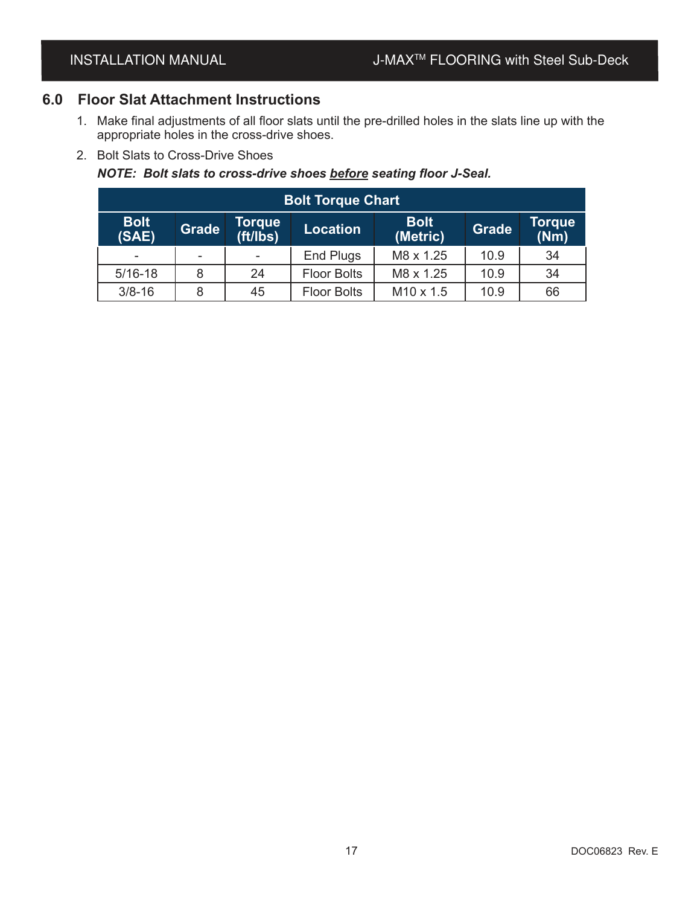## 6.0 Floor Slat Attachment Instructions

1. Make final adjustments of all floor slats until the pre-drilled holes in the slats line up with the appropriate holes in the cross-drive shoes.
2. Bolt Slats to Cross-Drive Shoes

   ***NOTE: Bolt slats to cross-drive shoes <u>before</u> seating floor J-Seal.***

| Bolt Torque Chart | | | | | | |
|---|---|---|---|---|---|---|
| **Bolt (SAE)** | **Grade** | **Torque (ft/lbs)** | **Location** | **Bolt (Metric)** | **Grade** | **Torque (Nm)** |
| - | - | - | End Plugs | M8 x 1.25 | 10.9 | 34 |
| 5/16-18 | 8 | 24 | Floor Bolts | M8 x 1.25 | 10.9 | 34 |
| 3/8-16 | 8 | 45 | Floor Bolts | M10 x 1.5 | 10.9 | 66 |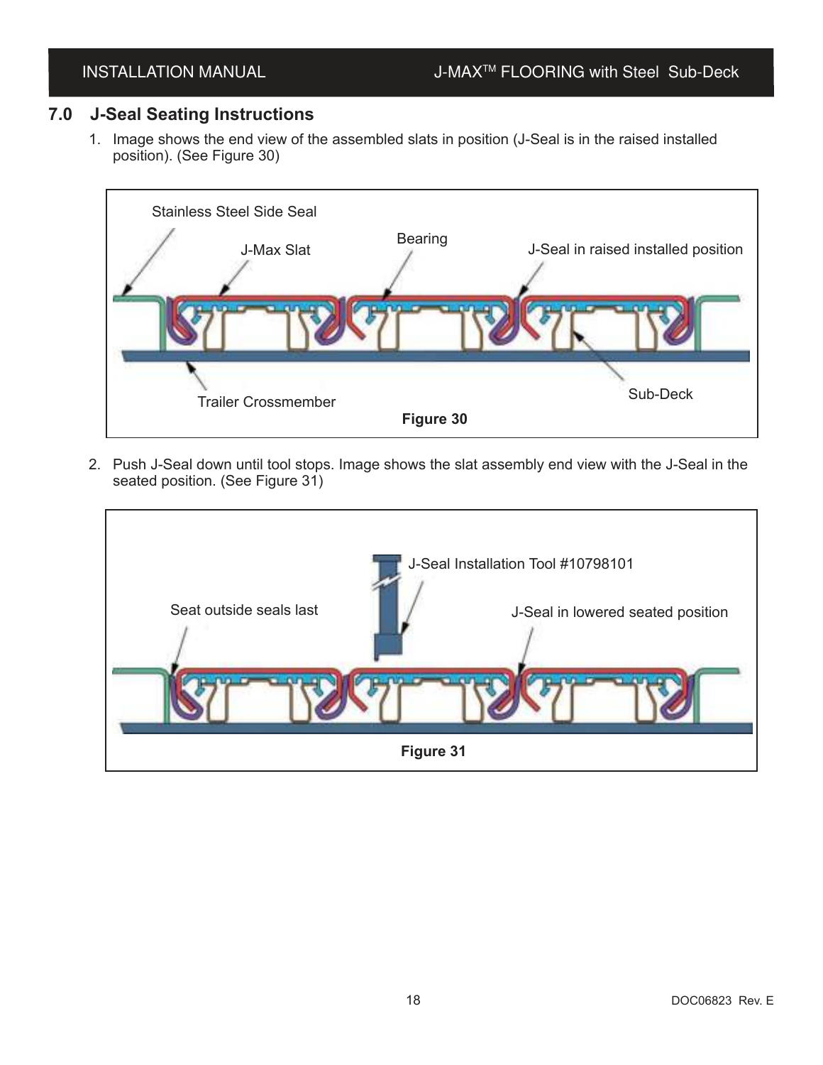## 7.0 J-Seal Seating Instructions

1. Image shows the end view of the assembled slats in position (J-Seal is in the raised installed position). (See Figure 30)

Stainless Steel Side Seal

J-Max Slat

Bearing

J-Seal in raised installed position

Trailer Crossmember

Sub-Deck

**Figure 30**

2. Push J-Seal down until tool stops. Image shows the slat assembly end view with the J-Seal in the seated position. (See Figure 31)

J-Seal Installation Tool #10798101

Seat outside seals last

J-Seal in lowered seated position

**Figure 31**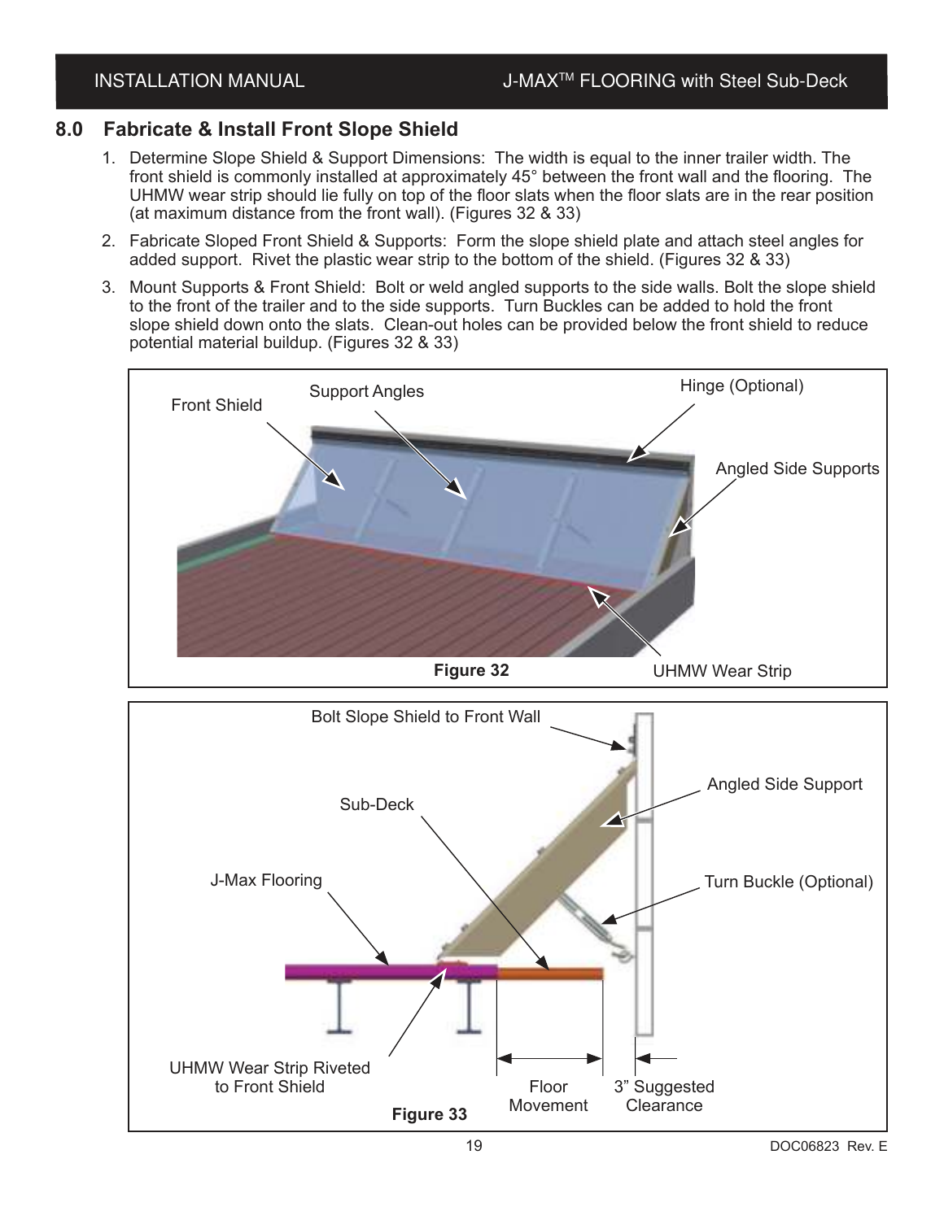## 8.0 Fabricate & Install Front Slope Shield

1. Determine Slope Shield & Support Dimensions: The width is equal to the inner trailer width. The front shield is commonly installed at approximately 45° between the front wall and the flooring. The UHMW wear strip should lie fully on top of the floor slats when the floor slats are in the rear position (at maximum distance from the front wall). (Figures 32 & 33)
2. Fabricate Sloped Front Shield & Supports: Form the slope shield plate and attach steel angles for added support. Rivet the plastic wear strip to the bottom of the shield. (Figures 32 & 33)
3. Mount Supports & Front Shield: Bolt or weld angled supports to the side walls. Bolt the slope shield to the front of the trailer and to the side supports. Turn Buckles can be added to hold the front slope shield down onto the slats. Clean-out holes can be provided below the front shield to reduce potential material buildup. (Figures 32 & 33)

Front Shield

Support Angles

Hinge (Optional)

Angled Side Supports

UHMW Wear Strip

**Figure 32**

Bolt Slope Shield to Front Wall

Angled Side Support

Sub-Deck

J-Max Flooring

Turn Buckle (Optional)

UHMW Wear Strip Riveted to Front Shield

Floor Movement

3" Suggested Clearance

**Figure 33**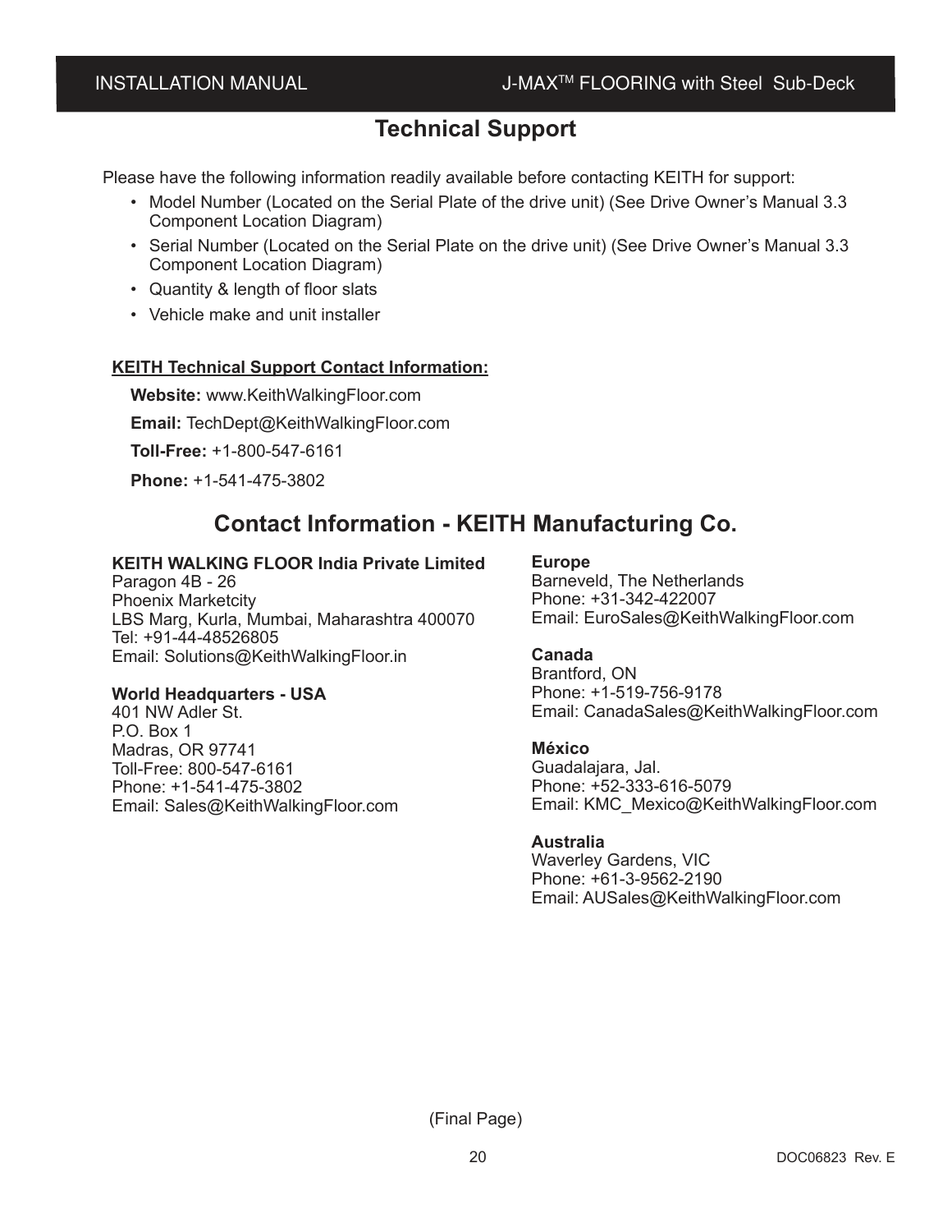## Technical Support

Please have the following information readily available before contacting KEITH for support:

- Model Number (Located on the Serial Plate of the drive unit) (See Drive Owner's Manual 3.3 Component Location Diagram)
- Serial Number (Located on the Serial Plate on the drive unit) (See Drive Owner's Manual 3.3 Component Location Diagram)
- Quantity & length of floor slats
- Vehicle make and unit installer

**KEITH Technical Support Contact Information:**

**Website:** www.KeithWalkingFloor.com

**Email:** TechDept@KeithWalkingFloor.com

**Toll-Free:** +1-800-547-6161

**Phone:** +1-541-475-3802

## Contact Information - KEITH Manufacturing Co.

**KEITH WALKING FLOOR India Private Limited**
Paragon 4B - 26
Phoenix Marketcity
LBS Marg, Kurla, Mumbai, Maharashtra 400070
Tel: +91-44-48526805
Email: Solutions@KeithWalkingFloor.in

**World Headquarters - USA**
401 NW Adler St.
P.O. Box 1
Madras, OR 97741
Toll-Free: 800-547-6161
Phone: +1-541-475-3802
Email: Sales@KeithWalkingFloor.com

**Europe**
Barneveld, The Netherlands
Phone: +31-342-422007
Email: EuroSales@KeithWalkingFloor.com

**Canada**
Brantford, ON
Phone: +1-519-756-9178
Email: CanadaSales@KeithWalkingFloor.com

**México**
Guadalajara, Jal.
Phone: +52-333-616-5079
Email: KMC_Mexico@KeithWalkingFloor.com

**Australia**
Waverley Gardens, VIC
Phone: +61-3-9562-2190
Email: AUSales@KeithWalkingFloor.com

(Final Page)